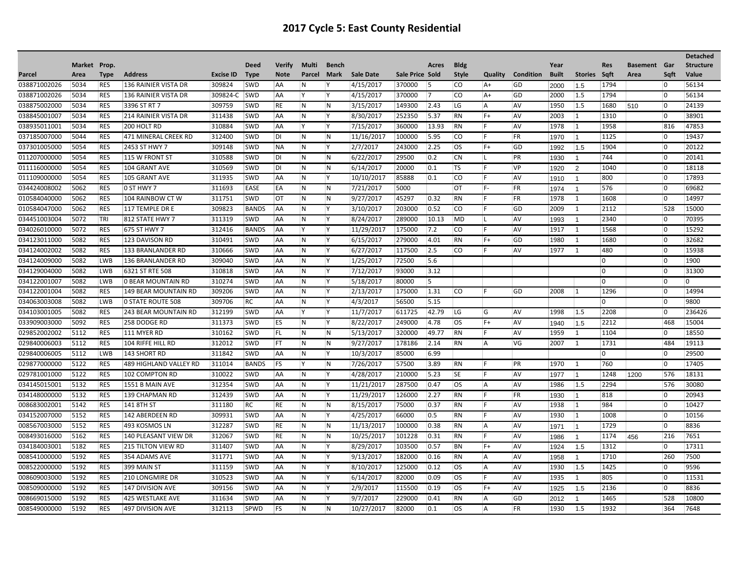# 2017 Cycle 5: East County Residential

| Parcel | Market Area | Prop. Type | Address | Excise ID | Deed Type | Verify Note | Multi Parcel | Bench Mark | Sale Date | Sale Price | Acres Sold | Bldg Style | Quality | Condition | Year Built | Stories | Res Sqft | Basement Area | Gar Sqft | Detached Structure Value |
|---|---|---|---|---|---|---|---|---|---|---|---|---|---|---|---|---|---|---|---|---|
| 038871002026 | 5034 | RES | 136 RAINIER VISTA DR | 309824 | SWD | AA | N | Y | 4/15/2017 | 370000 | 5 | CO | A+ | GD | 2000 | 1.5 | 1794 | | 0 | 56134 |
| 038871002026 | 5034 | RES | 136 RAINIER VISTA DR | 309824-C | SWD | AA | Y | Y | 4/15/2017 | 370000 | 7 | CO | A+ | GD | 2000 | 1.5 | 1794 | | 0 | 56134 |
| 038875002000 | 5034 | RES | 3396 ST RT 7 | 309759 | SWD | RE | N | N | 3/15/2017 | 149300 | 2.43 | LG | A | AV | 1950 | 1.5 | 1680 | 510 | 0 | 24139 |
| 038845001007 | 5034 | RES | 214 RAINIER VISTA DR | 311438 | SWD | AA | N | Y | 8/30/2017 | 252350 | 5.37 | RN | F+ | AV | 2003 | 1 | 1310 | | 0 | 38901 |
| 038935011001 | 5034 | RES | 200 HOLT RD | 310884 | SWD | AA | Y | Y | 7/15/2017 | 360000 | 13.93 | RN | F | AV | 1978 | 1 | 1958 | | 816 | 47853 |
| 037185007000 | 5044 | RES | 471 MINERAL CREEK RD | 312400 | SWD | DI | N | N | 11/16/2017 | 100000 | 5.95 | CO | F | FR | 1970 | 1 | 1125 | | 0 | 19437 |
| 037301005000 | 5054 | RES | 2453 ST HWY 7 | 309148 | SWD | NA | N | Y | 2/7/2017 | 243000 | 2.25 | OS | F+ | GD | 1992 | 1.5 | 1904 | | 0 | 20122 |
| 011207000000 | 5054 | RES | 115 W FRONT ST | 310588 | SWD | DI | N | N | 6/22/2017 | 29500 | 0.2 | CN | L | PR | 1930 | 1 | 744 | | 0 | 20141 |
| 011116000000 | 5054 | RES | 104 GRANT AVE | 310569 | SWD | DI | N | N | 6/14/2017 | 20000 | 0.1 | TS | F | VP | 1920 | 2 | 1040 | | 0 | 18118 |
| 011109000000 | 5054 | RES | 105 GRANT AVE | 311935 | SWD | AA | N | Y | 10/10/2017 | 85888 | 0.1 | CO | F | AV | 1910 | 1 | 800 | | 0 | 17893 |
| 034424008002 | 5062 | RES | 0 ST HWY 7 | 311693 | EASE | EA | N | N | 7/21/2017 | 5000 | | OT | F- | FR | 1974 | 1 | 576 | | 0 | 69682 |
| 010584040000 | 5062 | RES | 104 RAINBOW CT W | 311751 | SWD | OT | N | N | 9/27/2017 | 45297 | 0.32 | RN | F | FR | 1978 | 1 | 1608 | | 0 | 14997 |
| 010584047000 | 5062 | RES | 117 TEMPLE DR E | 309823 | BANDS | AA | N | Y | 3/10/2017 | 203000 | 0.52 | CO | F | GD | 2009 | 1 | 2112 | | 528 | 15000 |
| 034451003004 | 5072 | TRI | 812 STATE HWY 7 | 311319 | SWD | AA | N | Y | 8/24/2017 | 289000 | 10.13 | MD | L | AV | 1993 | 1 | 2340 | | 0 | 70395 |
| 034026010000 | 5072 | RES | 675 ST HWY 7 | 312416 | BANDS | AA | Y | Y | 11/29/2017 | 175000 | 7.2 | CO | F | AV | 1917 | 1 | 1568 | | 0 | 15292 |
| 034123011000 | 5082 | RES | 123 DAVISON RD | 310491 | SWD | AA | N | Y | 6/15/2017 | 279000 | 4.01 | RN | F+ | GD | 1980 | 1 | 1680 | | 0 | 32682 |
| 034124002002 | 5082 | RES | 133 BRANLANDER RD | 310666 | SWD | AA | N | Y | 6/27/2017 | 117500 | 2.5 | CO | F | AV | 1977 | 1 | 480 | | 0 | 15938 |
| 034124009000 | 5082 | LWB | 136 BRANLANDER RD | 309040 | SWD | AA | N | Y | 1/25/2017 | 72500 | 5.6 | | | | | | 0 | | 0 | 1900 |
| 034129004000 | 5082 | LWB | 6321 ST RTE 508 | 310818 | SWD | AA | N | Y | 7/12/2017 | 93000 | 3.12 | | | | | | 0 | | 0 | 31300 |
| 034122001007 | 5082 | LWB | 0 BEAR MOUNTAIN RD | 310274 | SWD | AA | N | Y | 5/18/2017 | 80000 | 5 | | | | | | 0 | | 0 | 0 |
| 034122001004 | 5082 | RES | 149 BEAR MOUNTAIN RD | 309206 | SWD | AA | N | Y | 2/13/2017 | 175000 | 1.31 | CO | F | GD | 2008 | 1 | 1296 | | 0 | 14994 |
| 034063003008 | 5082 | LWB | 0 STATE ROUTE 508 | 309706 | RC | AA | N | Y | 4/3/2017 | 56500 | 5.15 | | | | | | 0 | | 0 | 9800 |
| 034103001005 | 5082 | RES | 243 BEAR MOUNTAIN RD | 312199 | SWD | AA | Y | Y | 11/7/2017 | 611725 | 42.79 | LG | G | AV | 1998 | 1.5 | 2208 | | 0 | 236426 |
| 033909003000 | 5092 | RES | 258 DODGE RD | 311373 | SWD | ES | N | Y | 8/22/2017 | 249000 | 4.78 | OS | F+ | AV | 1940 | 1.5 | 2212 | | 468 | 15004 |
| 029852002002 | 5112 | RES | 111 MYER RD | 310162 | SWD | FL | N | N | 5/13/2017 | 320000 | 49.77 | RN | F | AV | 1959 | 1 | 1104 | | 0 | 18550 |
| 029840006003 | 5112 | RES | 104 RIFFE HILL RD | 312012 | SWD | FT | N | N | 9/27/2017 | 178186 | 2.14 | RN | A | VG | 2007 | 1 | 1731 | | 484 | 19113 |
| 029840006005 | 5112 | LWB | 143 SHORT RD | 311842 | SWD | AA | N | Y | 10/3/2017 | 85000 | 6.99 | | | | | | 0 | | 0 | 29500 |
| 029877000000 | 5122 | RES | 489 HIGHLAND VALLEY RD | 311014 | BANDS | FS | Y | N | 7/26/2017 | 57500 | 3.89 | RN | F | PR | 1970 | 1 | 760 | | 0 | 17405 |
| 029781001000 | 5122 | RES | 102 COMPTON RD | 310022 | SWD | AA | N | Y | 4/28/2017 | 210000 | 5.23 | SE | F | AV | 1977 | 1 | 1248 | 1200 | 576 | 18131 |
| 034145015001 | 5132 | RES | 1551 B MAIN AVE | 312354 | SWD | AA | N | Y | 11/21/2017 | 287500 | 0.47 | OS | A | AV | 1986 | 1.5 | 2294 | | 576 | 30080 |
| 034148000000 | 5132 | RES | 139 CHAPMAN RD | 312439 | SWD | AA | N | Y | 11/29/2017 | 126000 | 2.27 | RN | F | FR | 1930 | 1 | 818 | | 0 | 20943 |
| 008683002001 | 5142 | RES | 141 8TH ST | 311180 | RC | RE | N | N | 8/15/2017 | 75000 | 0.37 | RN | F | AV | 1938 | 1 | 984 | | 0 | 10427 |
| 034152007000 | 5152 | RES | 142 ABERDEEN RD | 309931 | SWD | AA | N | Y | 4/25/2017 | 66000 | 0.5 | RN | F | AV | 1930 | 1 | 1008 | | 0 | 10156 |
| 008567003000 | 5152 | RES | 493 KOSMOS LN | 312287 | SWD | RE | N | N | 11/13/2017 | 100000 | 0.38 | RN | A | AV | 1971 | 1 | 1729 | | 0 | 8836 |
| 008493016000 | 5162 | RES | 140 PLEASANT VIEW DR | 312067 | SWD | RE | N | N | 10/25/2017 | 101228 | 0.31 | RN | F | AV | 1986 | 1 | 1174 | 456 | 216 | 7651 |
| 034184003001 | 5182 | RES | 215 TILTON VIEW RD | 311407 | SWD | AA | N | Y | 8/29/2017 | 103500 | 0.57 | BN | F+ | AV | 1924 | 1.5 | 1312 | | 0 | 17311 |
| 008541000000 | 5192 | RES | 354 ADAMS AVE | 311771 | SWD | AA | N | Y | 9/13/2017 | 182000 | 0.16 | RN | A | AV | 1958 | 1 | 1710 | | 260 | 7500 |
| 008522000000 | 5192 | RES | 399 MAIN ST | 311159 | SWD | AA | N | Y | 8/10/2017 | 125000 | 0.12 | OS | A | AV | 1930 | 1.5 | 1425 | | 0 | 9596 |
| 008609003000 | 5192 | RES | 210 LONGMIRE DR | 310523 | SWD | AA | N | Y | 6/14/2017 | 82000 | 0.09 | OS | F | AV | 1935 | 1 | 805 | | 0 | 11531 |
| 008509000000 | 5192 | RES | 147 DIVISION AVE | 309156 | SWD | AA | N | Y | 2/9/2017 | 115500 | 0.19 | OS | F+ | AV | 1925 | 1.5 | 2136 | | 0 | 8836 |
| 008669015000 | 5192 | RES | 425 WESTLAKE AVE | 311634 | SWD | AA | N | Y | 9/7/2017 | 229000 | 0.41 | RN | A | GD | 2012 | 1 | 1465 | | 528 | 10800 |
| 008549000000 | 5192 | RES | 497 DIVISION AVE | 312113 | SPWD | FS | N | N | 10/27/2017 | 82000 | 0.1 | OS | A | FR | 1930 | 1.5 | 1932 | | 364 | 7648 |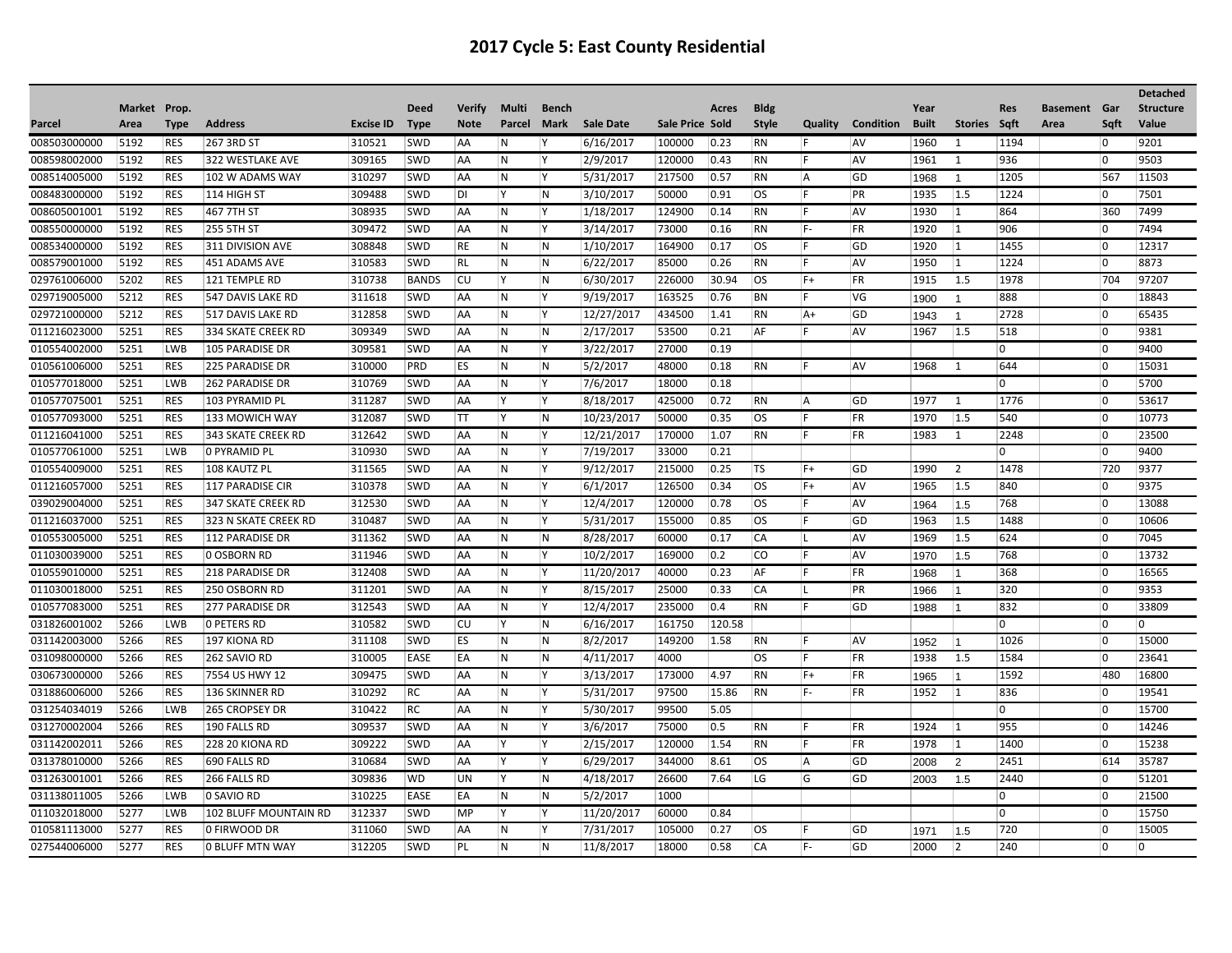# 2017 Cycle 5: East County Residential

| Parcel | Market Area | Prop. Type | Address | Excise ID | Deed Type | Verify Note | Multi Parcel | Bench Mark | Sale Date | Sale Price | Acres Sold | Bldg Style | Quality | Condition | Year Built | Stories | Res Sqft | Basement Area | Gar Sqft | Detached Structure Value |
|---|---|---|---|---|---|---|---|---|---|---|---|---|---|---|---|---|---|---|---|---|
| 008503000000 | 5192 | RES | 267 3RD ST | 310521 | SWD | AA | N | Y | 6/16/2017 | 100000 | 0.23 | RN | F | AV | 1960 | 1 | 1194 | | 0 | 9201 |
| 008598002000 | 5192 | RES | 322 WESTLAKE AVE | 309165 | SWD | AA | N | Y | 2/9/2017 | 120000 | 0.43 | RN | F | AV | 1961 | 1 | 936 | | 0 | 9503 |
| 008514005000 | 5192 | RES | 102 W ADAMS WAY | 310297 | SWD | AA | N | Y | 5/31/2017 | 217500 | 0.57 | RN | A | GD | 1968 | 1 | 1205 | | 567 | 11503 |
| 008483000000 | 5192 | RES | 114 HIGH ST | 309488 | SWD | DI | Y | N | 3/10/2017 | 50000 | 0.91 | OS | F | PR | 1935 | 1.5 | 1224 | | 0 | 7501 |
| 008605001001 | 5192 | RES | 467 7TH ST | 308935 | SWD | AA | N | Y | 1/18/2017 | 124900 | 0.14 | RN | F | AV | 1930 | 1 | 864 | | 360 | 7499 |
| 008550000000 | 5192 | RES | 255 5TH ST | 309472 | SWD | AA | N | Y | 3/14/2017 | 73000 | 0.16 | RN | F- | FR | 1920 | 1 | 906 | | 0 | 7494 |
| 008534000000 | 5192 | RES | 311 DIVISION AVE | 308848 | SWD | RE | N | N | 1/10/2017 | 164900 | 0.17 | OS | F | GD | 1920 | 1 | 1455 | | 0 | 12317 |
| 008579001000 | 5192 | RES | 451 ADAMS AVE | 310583 | SWD | RL | N | N | 6/22/2017 | 85000 | 0.26 | RN | F | AV | 1950 | 1 | 1224 | | 0 | 8873 |
| 029761006000 | 5202 | RES | 121 TEMPLE RD | 310738 | BANDS | CU | Y | N | 6/30/2017 | 226000 | 30.94 | OS | F+ | FR | 1915 | 1.5 | 1978 | | 704 | 97207 |
| 029719005000 | 5212 | RES | 547 DAVIS LAKE RD | 311618 | SWD | AA | N | Y | 9/19/2017 | 163525 | 0.76 | BN | F | VG | 1900 | 1 | 888 | | 0 | 18843 |
| 029721000000 | 5212 | RES | 517 DAVIS LAKE RD | 312858 | SWD | AA | N | Y | 12/27/2017 | 434500 | 1.41 | RN | A+ | GD | 1943 | 1 | 2728 | | 0 | 65435 |
| 011216023000 | 5251 | RES | 334 SKATE CREEK RD | 309349 | SWD | AA | N | N | 2/17/2017 | 53500 | 0.21 | AF | F | AV | 1967 | 1.5 | 518 | | 0 | 9381 |
| 010554002000 | 5251 | LWB | 105 PARADISE DR | 309581 | SWD | AA | N | Y | 3/22/2017 | 27000 | 0.19 | | | | | | 0 | | 0 | 9400 |
| 010561006000 | 5251 | RES | 225 PARADISE DR | 310000 | PRD | ES | N | N | 5/2/2017 | 48000 | 0.18 | RN | F | AV | 1968 | 1 | 644 | | 0 | 15031 |
| 010577018000 | 5251 | LWB | 262 PARADISE DR | 310769 | SWD | AA | N | Y | 7/6/2017 | 18000 | 0.18 | | | | | | 0 | | 0 | 5700 |
| 010577075001 | 5251 | RES | 103 PYRAMID PL | 311287 | SWD | AA | Y | Y | 8/18/2017 | 425000 | 0.72 | RN | A | GD | 1977 | 1 | 1776 | | 0 | 53617 |
| 010577093000 | 5251 | RES | 133 MOWICH WAY | 312087 | SWD | TT | Y | N | 10/23/2017 | 50000 | 0.35 | OS | F | FR | 1970 | 1.5 | 540 | | 0 | 10773 |
| 011216041000 | 5251 | RES | 343 SKATE CREEK RD | 312642 | SWD | AA | N | Y | 12/21/2017 | 170000 | 1.07 | RN | F | FR | 1983 | 1 | 2248 | | 0 | 23500 |
| 010577061000 | 5251 | LWB | 0 PYRAMID PL | 310930 | SWD | AA | N | Y | 7/19/2017 | 33000 | 0.21 | | | | | | 0 | | 0 | 9400 |
| 010554009000 | 5251 | RES | 108 KAUTZ PL | 311565 | SWD | AA | N | Y | 9/12/2017 | 215000 | 0.25 | TS | F+ | GD | 1990 | 2 | 1478 | | 720 | 9377 |
| 011216057000 | 5251 | RES | 117 PARADISE CIR | 310378 | SWD | AA | N | Y | 6/1/2017 | 126500 | 0.34 | OS | F+ | AV | 1965 | 1.5 | 840 | | 0 | 9375 |
| 039029004000 | 5251 | RES | 347 SKATE CREEK RD | 312530 | SWD | AA | N | Y | 12/4/2017 | 120000 | 0.78 | OS | F | AV | 1964 | 1.5 | 768 | | 0 | 13088 |
| 011216037000 | 5251 | RES | 323 N SKATE CREEK RD | 310487 | SWD | AA | N | Y | 5/31/2017 | 155000 | 0.85 | OS | F | GD | 1963 | 1.5 | 1488 | | 0 | 10606 |
| 010553005000 | 5251 | RES | 112 PARADISE DR | 311362 | SWD | AA | N | N | 8/28/2017 | 60000 | 0.17 | CA | L | AV | 1969 | 1.5 | 624 | | 0 | 7045 |
| 011030039000 | 5251 | RES | 0 OSBORN RD | 311946 | SWD | AA | N | Y | 10/2/2017 | 169000 | 0.2 | CO | F | AV | 1970 | 1.5 | 768 | | 0 | 13732 |
| 010559010000 | 5251 | RES | 218 PARADISE DR | 312408 | SWD | AA | N | Y | 11/20/2017 | 40000 | 0.23 | AF | F | FR | 1968 | 1 | 368 | | 0 | 16565 |
| 011030018000 | 5251 | RES | 250 OSBORN RD | 311201 | SWD | AA | N | Y | 8/15/2017 | 25000 | 0.33 | CA | L | PR | 1966 | 1 | 320 | | 0 | 9353 |
| 010577083000 | 5251 | RES | 277 PARADISE DR | 312543 | SWD | AA | N | Y | 12/4/2017 | 235000 | 0.4 | RN | F | GD | 1988 | 1 | 832 | | 0 | 33809 |
| 031826001002 | 5266 | LWB | 0 PETERS RD | 310582 | SWD | CU | Y | N | 6/16/2017 | 161750 | 120.58 | | | | | | 0 | | 0 | 0 |
| 031142003000 | 5266 | RES | 197 KIONA RD | 311108 | SWD | ES | N | N | 8/2/2017 | 149200 | 1.58 | RN | F | AV | 1952 | 1 | 1026 | | 0 | 15000 |
| 031098000000 | 5266 | RES | 262 SAVIO RD | 310005 | EASE | EA | N | N | 4/11/2017 | 4000 | | OS | F | FR | 1938 | 1.5 | 1584 | | 0 | 23641 |
| 030673000000 | 5266 | RES | 7554 US HWY 12 | 309475 | SWD | AA | N | Y | 3/13/2017 | 173000 | 4.97 | RN | F+ | FR | 1965 | 1 | 1592 | | 480 | 16800 |
| 031886006000 | 5266 | RES | 136 SKINNER RD | 310292 | RC | AA | N | Y | 5/31/2017 | 97500 | 15.86 | RN | F- | FR | 1952 | 1 | 836 | | 0 | 19541 |
| 031254034019 | 5266 | LWB | 265 CROPSEY DR | 310422 | RC | AA | N | Y | 5/30/2017 | 99500 | 5.05 | | | | | | 0 | | 0 | 15700 |
| 031270002004 | 5266 | RES | 190 FALLS RD | 309537 | SWD | AA | N | Y | 3/6/2017 | 75000 | 0.5 | RN | F | FR | 1924 | 1 | 955 | | 0 | 14246 |
| 031142002011 | 5266 | RES | 228 20 KIONA RD | 309222 | SWD | AA | Y | Y | 2/15/2017 | 120000 | 1.54 | RN | F | FR | 1978 | 1 | 1400 | | 0 | 15238 |
| 031378010000 | 5266 | RES | 690 FALLS RD | 310684 | SWD | AA | Y | Y | 6/29/2017 | 344000 | 8.61 | OS | A | GD | 2008 | 2 | 2451 | | 614 | 35787 |
| 031263001001 | 5266 | RES | 266 FALLS RD | 309836 | WD | UN | Y | N | 4/18/2017 | 26600 | 7.64 | LG | G | GD | 2003 | 1.5 | 2440 | | 0 | 51201 |
| 031138011005 | 5266 | LWB | 0 SAVIO RD | 310225 | EASE | EA | N | N | 5/2/2017 | 1000 | | | | | | | 0 | | 0 | 21500 |
| 011032018000 | 5277 | LWB | 102 BLUFF MOUNTAIN RD | 312337 | SWD | MP | Y | Y | 11/20/2017 | 60000 | 0.84 | | | | | | 0 | | 0 | 15750 |
| 010581113000 | 5277 | RES | 0 FIRWOOD DR | 311060 | SWD | AA | N | Y | 7/31/2017 | 105000 | 0.27 | OS | F | GD | 1971 | 1.5 | 720 | | 0 | 15005 |
| 027544006000 | 5277 | RES | 0 BLUFF MTN WAY | 312205 | SWD | PL | N | N | 11/8/2017 | 18000 | 0.58 | CA | F- | GD | 2000 | 2 | 240 | | 0 | 0 |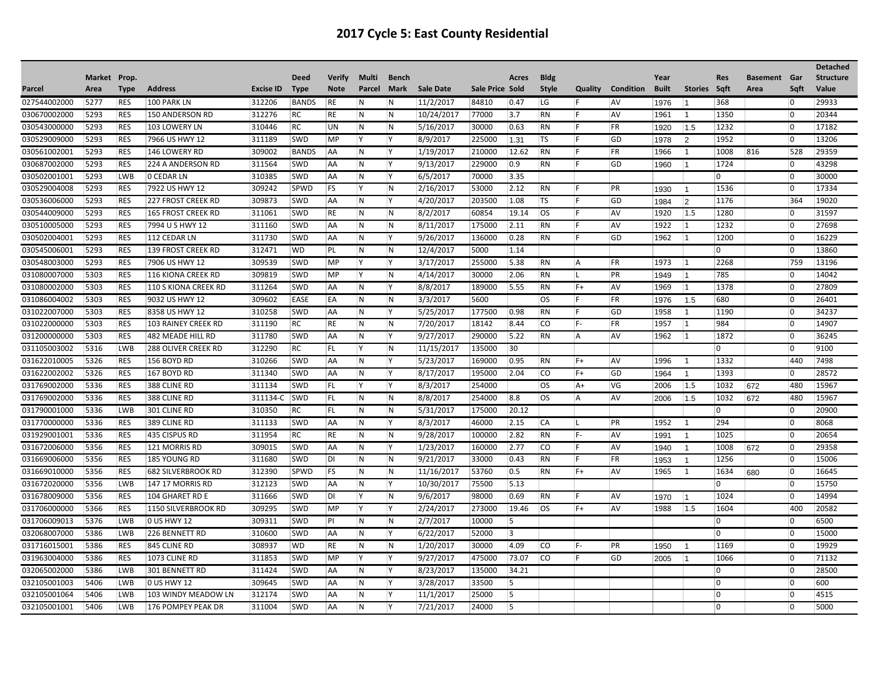# 2017 Cycle 5: East County Residential

| Parcel | Market Area | Prop. Type | Address | Excise ID | Deed Type | Verify Note | Multi Parcel | Bench Mark | Sale Date | Sale Price | Acres Sold | Bldg Style | Quality | Condition | Year Built | Stories | Res Sqft | Basement Area | Gar Sqft | Detached Structure Value |
|---|---|---|---|---|---|---|---|---|---|---|---|---|---|---|---|---|---|---|---|---|
| 027544002000 | 5277 | RES | 100 PARK LN | 312206 | BANDS | RE | N | N | 11/2/2017 | 84810 | 0.47 | LG | F | AV | 1976 | 1 | 368 | | 0 | 29933 |
| 030670002000 | 5293 | RES | 150 ANDERSON RD | 312276 | RC | RE | N | N | 10/24/2017 | 77000 | 3.7 | RN | F | AV | 1961 | 1 | 1350 | | 0 | 20344 |
| 030543000000 | 5293 | RES | 103 LOWERY LN | 310446 | RC | UN | N | N | 5/16/2017 | 30000 | 0.63 | RN | F | FR | 1920 | 1.5 | 1232 | | 0 | 17182 |
| 030529009000 | 5293 | RES | 7966 US HWY 12 | 311189 | SWD | MP | Y | Y | 8/9/2017 | 225000 | 1.31 | TS | F | GD | 1978 | 2 | 1952 | | 0 | 13206 |
| 030561002001 | 5293 | RES | 146 LOWERY RD | 309002 | BANDS | AA | N | Y | 1/19/2017 | 210000 | 12.62 | RN | F | FR | 1966 | 1 | 1008 | 816 | 528 | 29359 |
| 030687002000 | 5293 | RES | 224 A ANDERSON RD | 311564 | SWD | AA | N | Y | 9/13/2017 | 229000 | 0.9 | RN | F | GD | 1960 | 1 | 1724 | | 0 | 43298 |
| 030502001001 | 5293 | LWB | 0 CEDAR LN | 310385 | SWD | AA | N | Y | 6/5/2017 | 70000 | 3.35 | | | | | | 0 | | 0 | 30000 |
| 030529004008 | 5293 | RES | 7922 US HWY 12 | 309242 | SPWD | FS | Y | N | 2/16/2017 | 53000 | 2.12 | RN | F | PR | 1930 | 1 | 1536 | | 0 | 17334 |
| 030536006000 | 5293 | RES | 227 FROST CREEK RD | 309873 | SWD | AA | N | Y | 4/20/2017 | 203500 | 1.08 | TS | F | GD | 1984 | 2 | 1176 | | 364 | 19020 |
| 030544009000 | 5293 | RES | 165 FROST CREEK RD | 311061 | SWD | RE | N | N | 8/2/2017 | 60854 | 19.14 | OS | F | AV | 1920 | 1.5 | 1280 | | 0 | 31597 |
| 030510005000 | 5293 | RES | 7994 U S HWY 12 | 311160 | SWD | AA | N | N | 8/11/2017 | 175000 | 2.11 | RN | F | AV | 1922 | 1 | 1232 | | 0 | 27698 |
| 030502004001 | 5293 | RES | 112 CEDAR LN | 311730 | SWD | AA | N | Y | 9/26/2017 | 136000 | 0.28 | RN | F | GD | 1962 | 1 | 1200 | | 0 | 16229 |
| 030545006001 | 5293 | RES | 139 FROST CREEK RD | 312471 | WD | PL | N | N | 12/4/2017 | 5000 | 1.14 | | | | | | 0 | | 0 | 13860 |
| 030548003000 | 5293 | RES | 7906 US HWY 12 | 309539 | SWD | MP | Y | Y | 3/17/2017 | 255000 | 5.38 | RN | A | FR | 1973 | 1 | 2268 | | 759 | 13196 |
| 031080007000 | 5303 | RES | 116 KIONA CREEK RD | 309819 | SWD | MP | Y | N | 4/14/2017 | 30000 | 2.06 | RN | L | PR | 1949 | 1 | 785 | | 0 | 14042 |
| 031080002000 | 5303 | RES | 110 S KIONA CREEK RD | 311264 | SWD | AA | N | Y | 8/8/2017 | 189000 | 5.55 | RN | F+ | AV | 1969 | 1 | 1378 | | 0 | 27809 |
| 031086004002 | 5303 | RES | 9032 US HWY 12 | 309602 | EASE | EA | N | N | 3/3/2017 | 5600 | | OS | F | FR | 1976 | 1.5 | 680 | | 0 | 26401 |
| 031022007000 | 5303 | RES | 8358 US HWY 12 | 310258 | SWD | AA | N | Y | 5/25/2017 | 177500 | 0.98 | RN | F | GD | 1958 | 1 | 1190 | | 0 | 34237 |
| 031022000000 | 5303 | RES | 103 RAINEY CREEK RD | 311190 | RC | RE | N | N | 7/20/2017 | 18142 | 8.44 | CO | F- | FR | 1957 | 1 | 984 | | 0 | 14907 |
| 031200000000 | 5303 | RES | 482 MEADE HILL RD | 311780 | SWD | AA | N | Y | 9/27/2017 | 290000 | 5.22 | RN | A | AV | 1962 | 1 | 1872 | | 0 | 36245 |
| 031105003002 | 5316 | LWB | 288 OLIVER CREEK RD | 312290 | RC | FL | Y | N | 11/15/2017 | 135000 | 30 | | | | | | 0 | | 0 | 9100 |
| 031622010005 | 5326 | RES | 156 BOYD RD | 310266 | SWD | AA | N | Y | 5/23/2017 | 169000 | 0.95 | RN | F+ | AV | 1996 | 1 | 1332 | | 440 | 7498 |
| 031622002002 | 5326 | RES | 167 BOYD RD | 311340 | SWD | AA | N | Y | 8/17/2017 | 195000 | 2.04 | CO | F+ | GD | 1964 | 1 | 1393 | | 0 | 28572 |
| 031769002000 | 5336 | RES | 388 CLINE RD | 311134 | SWD | FL | Y | Y | 8/3/2017 | 254000 | | OS | A+ | VG | 2006 | 1.5 | 1032 | 672 | 480 | 15967 |
| 031769002000 | 5336 | RES | 388 CLINE RD | 311134-C | SWD | FL | N | N | 8/8/2017 | 254000 | 8.8 | OS | A | AV | 2006 | 1.5 | 1032 | 672 | 480 | 15967 |
| 031790001000 | 5336 | LWB | 301 CLINE RD | 310350 | RC | FL | N | N | 5/31/2017 | 175000 | 20.12 | | | | | | 0 | | 0 | 20900 |
| 031770000000 | 5336 | RES | 389 CLINE RD | 311133 | SWD | AA | N | Y | 8/3/2017 | 46000 | 2.15 | CA | L | PR | 1952 | 1 | 294 | | 0 | 8068 |
| 031929001001 | 5336 | RES | 435 CISPUS RD | 311954 | RC | RE | N | N | 9/28/2017 | 100000 | 2.82 | RN | F- | AV | 1991 | 1 | 1025 | | 0 | 20654 |
| 031672006000 | 5356 | RES | 121 MORRIS RD | 309015 | SWD | AA | N | Y | 1/23/2017 | 160000 | 2.77 | CO | F | AV | 1940 | 1 | 1008 | 672 | 0 | 29358 |
| 031669006000 | 5356 | RES | 185 YOUNG RD | 311680 | SWD | DI | N | N | 9/21/2017 | 33000 | 0.43 | RN | F | FR | 1953 | 1 | 1256 | | 0 | 15006 |
| 031669010000 | 5356 | RES | 682 SILVERBROOK RD | 312390 | SPWD | FS | N | N | 11/16/2017 | 53760 | 0.5 | RN | F+ | AV | 1965 | 1 | 1634 | 680 | 0 | 16645 |
| 031672020000 | 5356 | LWB | 147 17 MORRIS RD | 312123 | SWD | AA | N | Y | 10/30/2017 | 75500 | 5.13 | | | | | | 0 | | 0 | 15750 |
| 031678009000 | 5356 | RES | 104 GHARET RD E | 311666 | SWD | DI | Y | N | 9/6/2017 | 98000 | 0.69 | RN | F | AV | 1970 | 1 | 1024 | | 0 | 14994 |
| 031706000000 | 5366 | RES | 1150 SILVERBROOK RD | 309295 | SWD | MP | Y | Y | 2/24/2017 | 273000 | 19.46 | OS | F+ | AV | 1988 | 1.5 | 1604 | | 400 | 20582 |
| 031706009013 | 5376 | LWB | 0 US HWY 12 | 309311 | SWD | PI | N | N | 2/7/2017 | 10000 | 5 | | | | | | 0 | | 0 | 6500 |
| 032068007000 | 5386 | LWB | 226 BENNETT RD | 310600 | SWD | AA | N | Y | 6/22/2017 | 52000 | 3 | | | | | | 0 | | 0 | 15000 |
| 031716015001 | 5386 | RES | 845 CLINE RD | 308937 | WD | RE | N | N | 1/20/2017 | 30000 | 4.09 | CO | F- | PR | 1950 | 1 | 1169 | | 0 | 19929 |
| 031963004000 | 5386 | RES | 1073 CLINE RD | 311853 | SWD | MP | Y | Y | 9/27/2017 | 475000 | 73.07 | CO | F | GD | 2005 | 1 | 1066 | | 0 | 71132 |
| 032065002000 | 5386 | LWB | 301 BENNETT RD | 311424 | SWD | AA | N | Y | 8/23/2017 | 135000 | 34.21 | | | | | | 0 | | 0 | 28500 |
| 032105001003 | 5406 | LWB | 0 US HWY 12 | 309645 | SWD | AA | N | Y | 3/28/2017 | 33500 | 5 | | | | | | 0 | | 0 | 600 |
| 032105001064 | 5406 | LWB | 103 WINDY MEADOW LN | 312174 | SWD | AA | N | Y | 11/1/2017 | 25000 | 5 | | | | | | 0 | | 0 | 4515 |
| 032105001001 | 5406 | LWB | 176 POMPEY PEAK DR | 311004 | SWD | AA | N | Y | 7/21/2017 | 24000 | 5 | | | | | | 0 | | 0 | 5000 |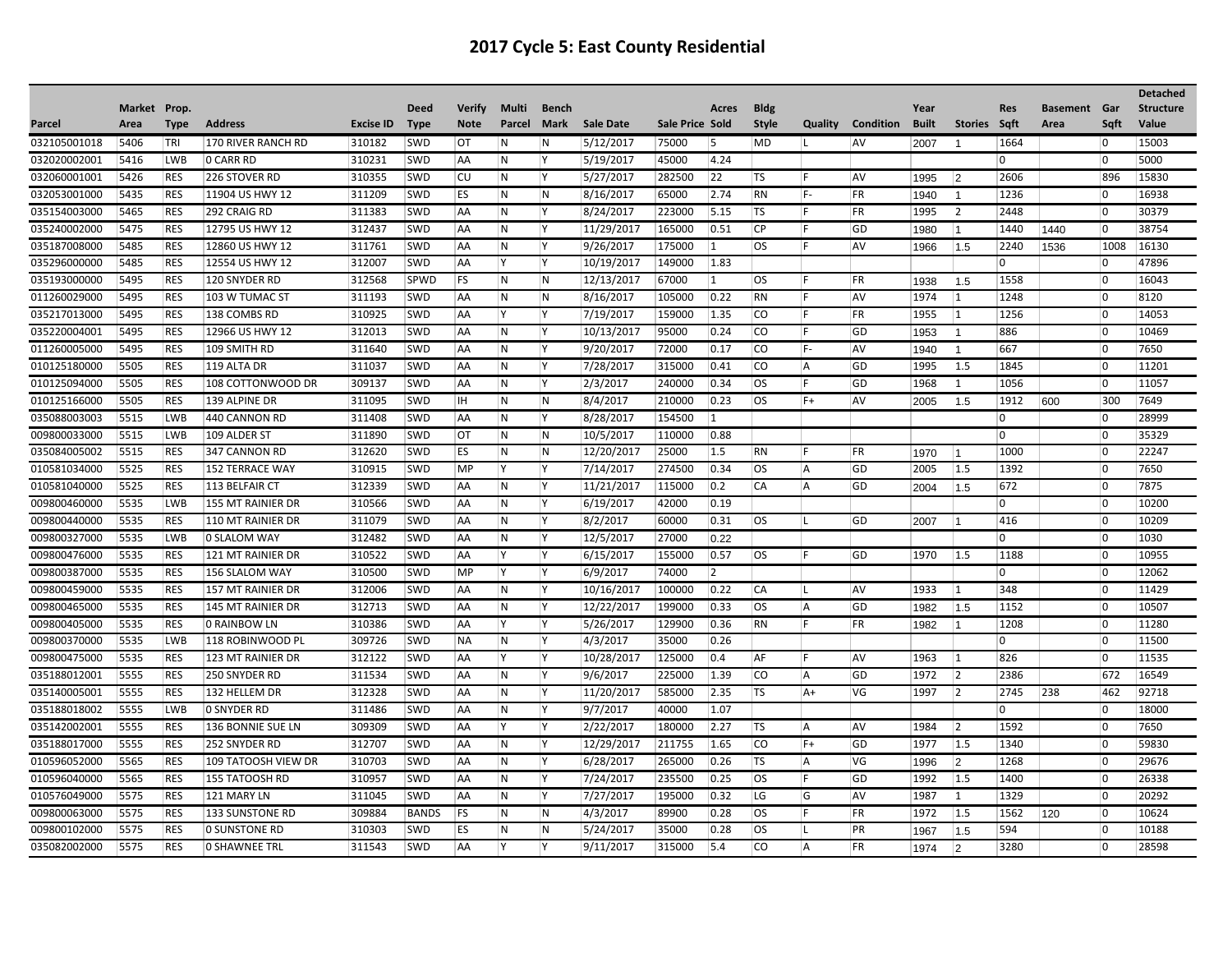# 2017 Cycle 5: East County Residential

| Parcel | Market Area | Prop. Type | Address | Excise ID | Deed Type | Verify Note | Multi Parcel | Bench Mark | Sale Date | Sale Price | Acres Sold | Bldg Style | Quality | Condition | Year Built | Stories | Res Sqft | Basement Area | Gar Sqft | Detached Structure Value |
|---|---|---|---|---|---|---|---|---|---|---|---|---|---|---|---|---|---|---|---|---|
| 032105001018 | 5406 | TRI | 170 RIVER RANCH RD | 310182 | SWD | OT | N | N | 5/12/2017 | 75000 | 5 | MD | L | AV | 2007 | 1 | 1664 | | 0 | 15003 |
| 032020002001 | 5416 | LWB | 0 CARR RD | 310231 | SWD | AA | N | Y | 5/19/2017 | 45000 | 4.24 | | | | | | 0 | | 0 | 5000 |
| 032060001001 | 5426 | RES | 226 STOVER RD | 310355 | SWD | CU | N | Y | 5/27/2017 | 282500 | 22 | TS | F | AV | 1995 | 2 | 2606 | | 896 | 15830 |
| 032053001000 | 5435 | RES | 11904 US HWY 12 | 311209 | SWD | ES | N | N | 8/16/2017 | 65000 | 2.74 | RN | F- | FR | 1940 | 1 | 1236 | | 0 | 16938 |
| 035154003000 | 5465 | RES | 292 CRAIG RD | 311383 | SWD | AA | N | Y | 8/24/2017 | 223000 | 5.15 | TS | F | FR | 1995 | 2 | 2448 | | 0 | 30379 |
| 035240002000 | 5475 | RES | 12795 US HWY 12 | 312437 | SWD | AA | N | Y | 11/29/2017 | 165000 | 0.51 | CP | F | GD | 1980 | 1 | 1440 | 1440 | 0 | 38754 |
| 035187008000 | 5485 | RES | 12860 US HWY 12 | 311761 | SWD | AA | N | Y | 9/26/2017 | 175000 | 1 | OS | F | AV | 1966 | 1.5 | 2240 | 1536 | 1008 | 16130 |
| 035296000000 | 5485 | RES | 12554 US HWY 12 | 312007 | SWD | AA | Y | Y | 10/19/2017 | 149000 | 1.83 | | | | | | 0 | | 0 | 47896 |
| 035193000000 | 5495 | RES | 120 SNYDER RD | 312568 | SPWD | FS | N | N | 12/13/2017 | 67000 | 1 | OS | F | FR | 1938 | 1.5 | 1558 | | 0 | 16043 |
| 011260029000 | 5495 | RES | 103 W TUMAC ST | 311193 | SWD | AA | N | N | 8/16/2017 | 105000 | 0.22 | RN | F | AV | 1974 | 1 | 1248 | | 0 | 8120 |
| 035217013000 | 5495 | RES | 138 COMBS RD | 310925 | SWD | AA | Y | Y | 7/19/2017 | 159000 | 1.35 | CO | F | FR | 1955 | 1 | 1256 | | 0 | 14053 |
| 035220004001 | 5495 | RES | 12966 US HWY 12 | 312013 | SWD | AA | N | Y | 10/13/2017 | 95000 | 0.24 | CO | F | GD | 1953 | 1 | 886 | | 0 | 10469 |
| 011260005000 | 5495 | RES | 109 SMITH RD | 311640 | SWD | AA | N | Y | 9/20/2017 | 72000 | 0.17 | CO | F- | AV | 1940 | 1 | 667 | | 0 | 7650 |
| 010125180000 | 5505 | RES | 119 ALTA DR | 311037 | SWD | AA | N | Y | 7/28/2017 | 315000 | 0.41 | CO | A | GD | 1995 | 1.5 | 1845 | | 0 | 11201 |
| 010125094000 | 5505 | RES | 108 COTTONWOOD DR | 309137 | SWD | AA | N | Y | 2/3/2017 | 240000 | 0.34 | OS | F | GD | 1968 | 1 | 1056 | | 0 | 11057 |
| 010125166000 | 5505 | RES | 139 ALPINE DR | 311095 | SWD | IH | N | N | 8/4/2017 | 210000 | 0.23 | OS | F+ | AV | 2005 | 1.5 | 1912 | 600 | 300 | 7649 |
| 035088003003 | 5515 | LWB | 440 CANNON RD | 311408 | SWD | AA | N | Y | 8/28/2017 | 154500 | 1 | | | | | | 0 | | 0 | 28999 |
| 009800033000 | 5515 | LWB | 109 ALDER ST | 311890 | SWD | OT | N | N | 10/5/2017 | 110000 | 0.88 | | | | | | 0 | | 0 | 35329 |
| 035084005002 | 5515 | RES | 347 CANNON RD | 312620 | SWD | ES | N | N | 12/20/2017 | 25000 | 1.5 | RN | F | FR | 1970 | 1 | 1000 | | 0 | 22247 |
| 010581034000 | 5525 | RES | 152 TERRACE WAY | 310915 | SWD | MP | Y | Y | 7/14/2017 | 274500 | 0.34 | OS | A | GD | 2005 | 1.5 | 1392 | | 0 | 7650 |
| 010581040000 | 5525 | RES | 113 BELFAIR CT | 312339 | SWD | AA | N | Y | 11/21/2017 | 115000 | 0.2 | CA | A | GD | 2004 | 1.5 | 672 | | 0 | 7875 |
| 009800460000 | 5535 | LWB | 155 MT RAINIER DR | 310566 | SWD | AA | N | Y | 6/19/2017 | 42000 | 0.19 | | | | | | 0 | | 0 | 10200 |
| 009800440000 | 5535 | RES | 110 MT RAINIER DR | 311079 | SWD | AA | N | Y | 8/2/2017 | 60000 | 0.31 | OS | L | GD | 2007 | 1 | 416 | | 0 | 10209 |
| 009800327000 | 5535 | LWB | 0 SLALOM WAY | 312482 | SWD | AA | N | Y | 12/5/2017 | 27000 | 0.22 | | | | | | 0 | | 0 | 1030 |
| 009800476000 | 5535 | RES | 121 MT RAINIER DR | 310522 | SWD | AA | Y | Y | 6/15/2017 | 155000 | 0.57 | OS | F | GD | 1970 | 1.5 | 1188 | | 0 | 10955 |
| 009800387000 | 5535 | RES | 156 SLALOM WAY | 310500 | SWD | MP | Y | Y | 6/9/2017 | 74000 | 2 | | | | | | 0 | | 0 | 12062 |
| 009800459000 | 5535 | RES | 157 MT RAINIER DR | 312006 | SWD | AA | N | Y | 10/16/2017 | 100000 | 0.22 | CA | L | AV | 1933 | 1 | 348 | | 0 | 11429 |
| 009800465000 | 5535 | RES | 145 MT RAINIER DR | 312713 | SWD | AA | N | Y | 12/22/2017 | 199000 | 0.33 | OS | A | GD | 1982 | 1.5 | 1152 | | 0 | 10507 |
| 009800405000 | 5535 | RES | 0 RAINBOW LN | 310386 | SWD | AA | Y | Y | 5/26/2017 | 129900 | 0.36 | RN | F | FR | 1982 | 1 | 1208 | | 0 | 11280 |
| 009800370000 | 5535 | LWB | 118 ROBINWOOD PL | 309726 | SWD | NA | N | Y | 4/3/2017 | 35000 | 0.26 | | | | | | 0 | | 0 | 11500 |
| 009800475000 | 5535 | RES | 123 MT RAINIER DR | 312122 | SWD | AA | Y | Y | 10/28/2017 | 125000 | 0.4 | AF | F | AV | 1963 | 1 | 826 | | 0 | 11535 |
| 035188012001 | 5555 | RES | 250 SNYDER RD | 311534 | SWD | AA | N | Y | 9/6/2017 | 225000 | 1.39 | CO | A | GD | 1972 | 2 | 2386 | | 672 | 16549 |
| 035140005001 | 5555 | RES | 132 HELLEM DR | 312328 | SWD | AA | N | Y | 11/20/2017 | 585000 | 2.35 | TS | A+ | VG | 1997 | 2 | 2745 | 238 | 462 | 92718 |
| 035188018002 | 5555 | LWB | 0 SNYDER RD | 311486 | SWD | AA | N | Y | 9/7/2017 | 40000 | 1.07 | | | | | | 0 | | 0 | 18000 |
| 035142002001 | 5555 | RES | 136 BONNIE SUE LN | 309309 | SWD | AA | Y | Y | 2/22/2017 | 180000 | 2.27 | TS | A | AV | 1984 | 2 | 1592 | | 0 | 7650 |
| 035188017000 | 5555 | RES | 252 SNYDER RD | 312707 | SWD | AA | N | Y | 12/29/2017 | 211755 | 1.65 | CO | F+ | GD | 1977 | 1.5 | 1340 | | 0 | 59830 |
| 010596052000 | 5565 | RES | 109 TATOOSH VIEW DR | 310703 | SWD | AA | N | Y | 6/28/2017 | 265000 | 0.26 | TS | A | VG | 1996 | 2 | 1268 | | 0 | 29676 |
| 010596040000 | 5565 | RES | 155 TATOOSH RD | 310957 | SWD | AA | N | Y | 7/24/2017 | 235500 | 0.25 | OS | F | GD | 1992 | 1.5 | 1400 | | 0 | 26338 |
| 010576049000 | 5575 | RES | 121 MARY LN | 311045 | SWD | AA | N | Y | 7/27/2017 | 195000 | 0.32 | LG | G | AV | 1987 | 1 | 1329 | | 0 | 20292 |
| 009800063000 | 5575 | RES | 133 SUNSTONE RD | 309884 | BANDS | FS | N | N | 4/3/2017 | 89900 | 0.28 | OS | F | FR | 1972 | 1.5 | 1562 | 120 | 0 | 10624 |
| 009800102000 | 5575 | RES | 0 SUNSTONE RD | 310303 | SWD | ES | N | N | 5/24/2017 | 35000 | 0.28 | OS | L | PR | 1967 | 1.5 | 594 | | 0 | 10188 |
| 035082002000 | 5575 | RES | 0 SHAWNEE TRL | 311543 | SWD | AA | Y | Y | 9/11/2017 | 315000 | 5.4 | CO | A | FR | 1974 | 2 | 3280 | | 0 | 28598 |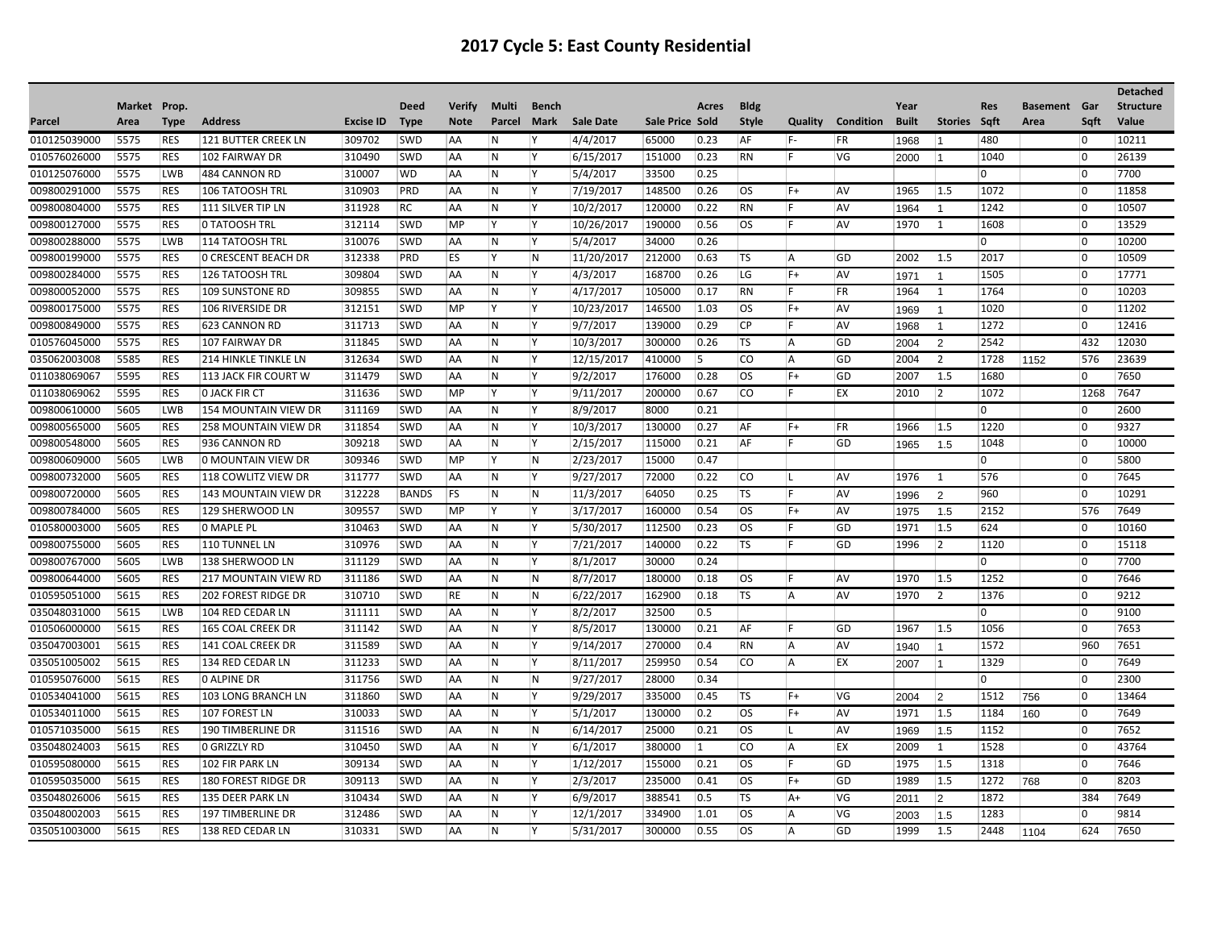# 2017 Cycle 5: East County Residential

| Parcel | Market Area | Prop. Type | Address | Excise ID | Deed Type | Verify Note | Multi Parcel | Bench Mark | Sale Date | Sale Price | Acres Sold | Bldg Style | Quality | Condition | Year Built | Stories | Res Sqft | Basement Area | Gar Sqft | Detached Structure Value |
|---|---|---|---|---|---|---|---|---|---|---|---|---|---|---|---|---|---|---|---|---|
| 010125039000 | 5575 | RES | 121 BUTTER CREEK LN | 309702 | SWD | AA | N | Y | 4/4/2017 | 65000 | 0.23 | AF | F- | FR | 1968 | 1 | 480 | | 0 | 10211 |
| 010576026000 | 5575 | RES | 102 FAIRWAY DR | 310490 | SWD | AA | N | Y | 6/15/2017 | 151000 | 0.23 | RN | F | VG | 2000 | 1 | 1040 | | 0 | 26139 |
| 010125076000 | 5575 | LWB | 484 CANNON RD | 310007 | WD | AA | N | Y | 5/4/2017 | 33500 | 0.25 | | | | | | 0 | | 0 | 7700 |
| 009800291000 | 5575 | RES | 106 TATOOSH TRL | 310903 | PRD | AA | N | Y | 7/19/2017 | 148500 | 0.26 | OS | F+ | AV | 1965 | 1.5 | 1072 | | 0 | 11858 |
| 009800804000 | 5575 | RES | 111 SILVER TIP LN | 311928 | RC | AA | N | Y | 10/2/2017 | 120000 | 0.22 | RN | F | AV | 1964 | 1 | 1242 | | 0 | 10507 |
| 009800127000 | 5575 | RES | 0 TATOOSH TRL | 312114 | SWD | MP | Y | Y | 10/26/2017 | 190000 | 0.56 | OS | F | AV | 1970 | 1 | 1608 | | 0 | 13529 |
| 009800288000 | 5575 | LWB | 114 TATOOSH TRL | 310076 | SWD | AA | N | Y | 5/4/2017 | 34000 | 0.26 | | | | | | 0 | | 0 | 10200 |
| 009800199000 | 5575 | RES | 0 CRESCENT BEACH DR | 312338 | PRD | ES | Y | N | 11/20/2017 | 212000 | 0.63 | TS | A | GD | 2002 | 1.5 | 2017 | | 0 | 10509 |
| 009800284000 | 5575 | RES | 126 TATOOSH TRL | 309804 | SWD | AA | N | Y | 4/3/2017 | 168700 | 0.26 | LG | F+ | AV | 1971 | 1 | 1505 | | 0 | 17771 |
| 009800052000 | 5575 | RES | 109 SUNSTONE RD | 309855 | SWD | AA | N | Y | 4/17/2017 | 105000 | 0.17 | RN | F | FR | 1964 | 1 | 1764 | | 0 | 10203 |
| 009800175000 | 5575 | RES | 106 RIVERSIDE DR | 312151 | SWD | MP | Y | Y | 10/23/2017 | 146500 | 1.03 | OS | F+ | AV | 1969 | 1 | 1020 | | 0 | 11202 |
| 009800849000 | 5575 | RES | 623 CANNON RD | 311713 | SWD | AA | N | Y | 9/7/2017 | 139000 | 0.29 | CP | F | AV | 1968 | 1 | 1272 | | 0 | 12416 |
| 010576045000 | 5575 | RES | 107 FAIRWAY DR | 311845 | SWD | AA | N | Y | 10/3/2017 | 300000 | 0.26 | TS | A | GD | 2004 | 2 | 2542 | | 432 | 12030 |
| 035062003008 | 5585 | RES | 214 HINKLE TINKLE LN | 312634 | SWD | AA | N | Y | 12/15/2017 | 410000 | 5 | CO | A | GD | 2004 | 2 | 1728 | 1152 | 576 | 23639 |
| 011038069067 | 5595 | RES | 113 JACK FIR COURT W | 311479 | SWD | AA | N | Y | 9/2/2017 | 176000 | 0.28 | OS | F+ | GD | 2007 | 1.5 | 1680 | | 0 | 7650 |
| 011038069062 | 5595 | RES | 0 JACK FIR CT | 311636 | SWD | MP | Y | Y | 9/11/2017 | 200000 | 0.67 | CO | F | EX | 2010 | 2 | 1072 | | 1268 | 7647 |
| 009800610000 | 5605 | LWB | 154 MOUNTAIN VIEW DR | 311169 | SWD | AA | N | Y | 8/9/2017 | 8000 | 0.21 | | | | | | 0 | | 0 | 2600 |
| 009800565000 | 5605 | RES | 258 MOUNTAIN VIEW DR | 311854 | SWD | AA | N | Y | 10/3/2017 | 130000 | 0.27 | AF | F+ | FR | 1966 | 1.5 | 1220 | | 0 | 9327 |
| 009800548000 | 5605 | RES | 936 CANNON RD | 309218 | SWD | AA | N | Y | 2/15/2017 | 115000 | 0.21 | AF | F | GD | 1965 | 1.5 | 1048 | | 0 | 10000 |
| 009800609000 | 5605 | LWB | 0 MOUNTAIN VIEW DR | 309346 | SWD | MP | Y | N | 2/23/2017 | 15000 | 0.47 | | | | | | 0 | | 0 | 5800 |
| 009800732000 | 5605 | RES | 118 COWLITZ VIEW DR | 311777 | SWD | AA | N | Y | 9/27/2017 | 72000 | 0.22 | CO | L | AV | 1976 | 1 | 576 | | 0 | 7645 |
| 009800720000 | 5605 | RES | 143 MOUNTAIN VIEW DR | 312228 | BANDS | FS | N | N | 11/3/2017 | 64050 | 0.25 | TS | F | AV | 1996 | 2 | 960 | | 0 | 10291 |
| 009800784000 | 5605 | RES | 129 SHERWOOD LN | 309557 | SWD | MP | Y | Y | 3/17/2017 | 160000 | 0.54 | OS | F+ | AV | 1975 | 1.5 | 2152 | | 576 | 7649 |
| 010580003000 | 5605 | RES | 0 MAPLE PL | 310463 | SWD | AA | N | Y | 5/30/2017 | 112500 | 0.23 | OS | F | GD | 1971 | 1.5 | 624 | | 0 | 10160 |
| 009800755000 | 5605 | RES | 110 TUNNEL LN | 310976 | SWD | AA | N | Y | 7/21/2017 | 140000 | 0.22 | TS | F | GD | 1996 | 2 | 1120 | | 0 | 15118 |
| 009800767000 | 5605 | LWB | 138 SHERWOOD LN | 311129 | SWD | AA | N | Y | 8/1/2017 | 30000 | 0.24 | | | | | | 0 | | 0 | 7700 |
| 009800644000 | 5605 | RES | 217 MOUNTAIN VIEW RD | 311186 | SWD | AA | N | N | 8/7/2017 | 180000 | 0.18 | OS | F | AV | 1970 | 1.5 | 1252 | | 0 | 7646 |
| 010595051000 | 5615 | RES | 202 FOREST RIDGE DR | 310710 | SWD | RE | N | N | 6/22/2017 | 162900 | 0.18 | TS | A | AV | 1970 | 2 | 1376 | | 0 | 9212 |
| 035048031000 | 5615 | LWB | 104 RED CEDAR LN | 311111 | SWD | AA | N | Y | 8/2/2017 | 32500 | 0.5 | | | | | | 0 | | 0 | 9100 |
| 010506000000 | 5615 | RES | 165 COAL CREEK DR | 311142 | SWD | AA | N | Y | 8/5/2017 | 130000 | 0.21 | AF | F | GD | 1967 | 1.5 | 1056 | | 0 | 7653 |
| 035047003001 | 5615 | RES | 141 COAL CREEK DR | 311589 | SWD | AA | N | Y | 9/14/2017 | 270000 | 0.4 | RN | A | AV | 1940 | 1 | 1572 | | 960 | 7651 |
| 035051005002 | 5615 | RES | 134 RED CEDAR LN | 311233 | SWD | AA | N | Y | 8/11/2017 | 259950 | 0.54 | CO | A | EX | 2007 | 1 | 1329 | | 0 | 7649 |
| 010595076000 | 5615 | RES | 0 ALPINE DR | 311756 | SWD | AA | N | N | 9/27/2017 | 28000 | 0.34 | | | | | | 0 | | 0 | 2300 |
| 010534041000 | 5615 | RES | 103 LONG BRANCH LN | 311860 | SWD | AA | N | Y | 9/29/2017 | 335000 | 0.45 | TS | F+ | VG | 2004 | 2 | 1512 | 756 | 0 | 13464 |
| 010534011000 | 5615 | RES | 107 FOREST LN | 310033 | SWD | AA | N | Y | 5/1/2017 | 130000 | 0.2 | OS | F+ | AV | 1971 | 1.5 | 1184 | 160 | 0 | 7649 |
| 010571035000 | 5615 | RES | 190 TIMBERLINE DR | 311516 | SWD | AA | N | N | 6/14/2017 | 25000 | 0.21 | OS | L | AV | 1969 | 1.5 | 1152 | | 0 | 7652 |
| 035048024003 | 5615 | RES | 0 GRIZZLY RD | 310450 | SWD | AA | N | Y | 6/1/2017 | 380000 | 1 | CO | A | EX | 2009 | 1 | 1528 | | 0 | 43764 |
| 010595080000 | 5615 | RES | 102 FIR PARK LN | 309134 | SWD | AA | N | Y | 1/12/2017 | 155000 | 0.21 | OS | F | GD | 1975 | 1.5 | 1318 | | 0 | 7646 |
| 010595035000 | 5615 | RES | 180 FOREST RIDGE DR | 309113 | SWD | AA | N | Y | 2/3/2017 | 235000 | 0.41 | OS | F+ | GD | 1989 | 1.5 | 1272 | 768 | 0 | 8203 |
| 035048026006 | 5615 | RES | 135 DEER PARK LN | 310434 | SWD | AA | N | Y | 6/9/2017 | 388541 | 0.5 | TS | A+ | VG | 2011 | 2 | 1872 | | 384 | 7649 |
| 035048002003 | 5615 | RES | 197 TIMBERLINE DR | 312486 | SWD | AA | N | Y | 12/1/2017 | 334900 | 1.01 | OS | A | VG | 2003 | 1.5 | 1283 | | 0 | 9814 |
| 035051003000 | 5615 | RES | 138 RED CEDAR LN | 310331 | SWD | AA | N | Y | 5/31/2017 | 300000 | 0.55 | OS | A | GD | 1999 | 1.5 | 2448 | 1104 | 624 | 7650 |